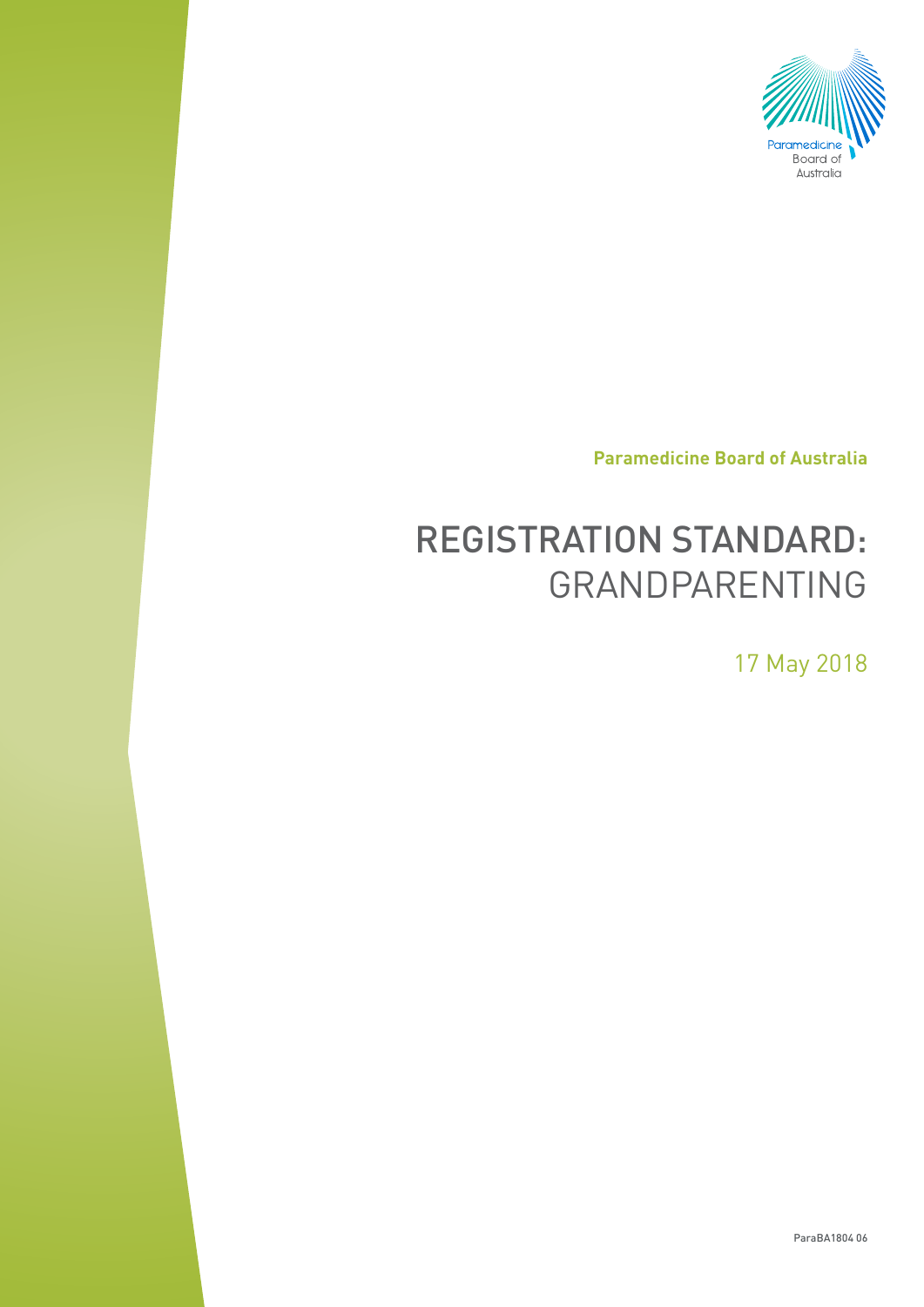Paramedicine Board of Australia

**Paramedicine Board of Australia**

# REGISTRATION STANDARD: GRANDPARENTING

17 May 2018

ParaBA1804 06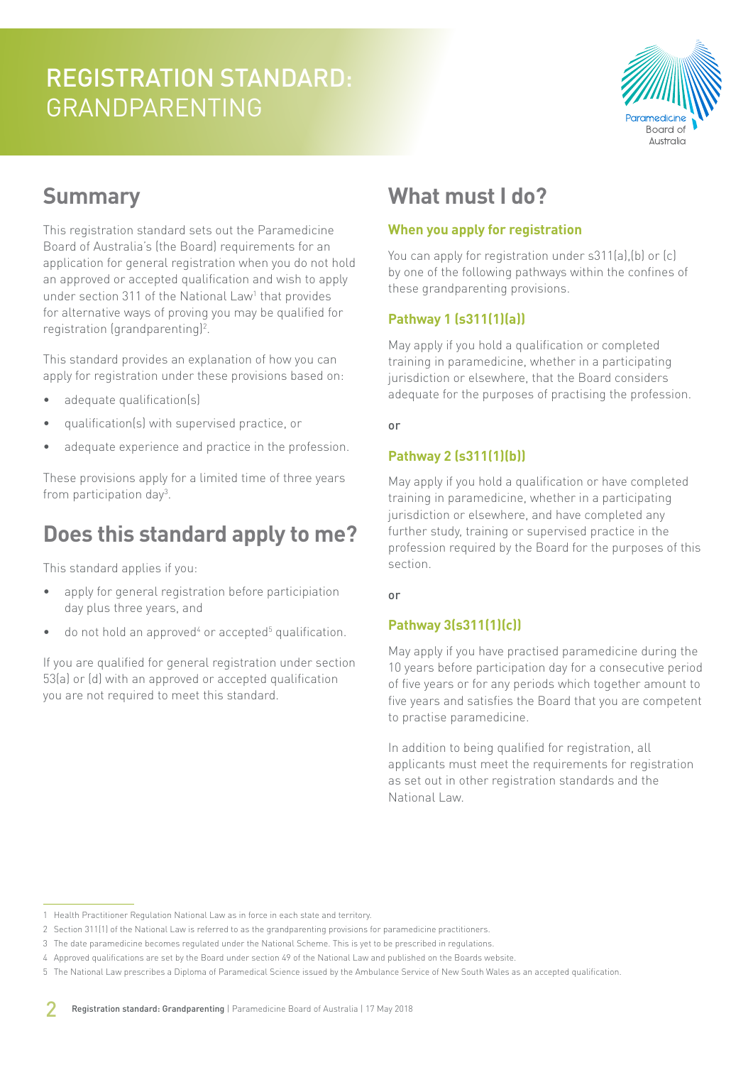# REGISTRATION STANDARD: GRANDPARENTING

## Summary

This registration standard sets out the Paramedicine Board of Australia's (the Board) requirements for an application for general registration when you do not hold an approved or accepted qualification and wish to apply under section 311 of the National Law[1] that provides for alternative ways of proving you may be qualified for registration (grandparenting)[2].

This standard provides an explanation of how you can apply for registration under these provisions based on:

- adequate qualification(s)
- qualification(s) with supervised practice, or
- adequate experience and practice in the profession.

These provisions apply for a limited time of three years from participation day[3].

## Does this standard apply to me?

This standard applies if you:

- apply for general registration before participiation day plus three years, and
- do not hold an approved[4] or accepted[5] qualification.

If you are qualified for general registration under section 53(a) or (d) with an approved or accepted qualification you are not required to meet this standard.

## What must I do?

### When you apply for registration

You can apply for registration under s311(a),(b) or (c) by one of the following pathways within the confines of these grandparenting provisions.

### Pathway 1 (s311(1)(a))

May apply if you hold a qualification or completed training in paramedicine, whether in a participating jurisdiction or elsewhere, that the Board considers adequate for the purposes of practising the profession.

or

### Pathway 2 (s311(1)(b))

May apply if you hold a qualification or have completed training in paramedicine, whether in a participating jurisdiction or elsewhere, and have completed any further study, training or supervised practice in the profession required by the Board for the purposes of this section.

or

### Pathway 3(s311(1)(c))

May apply if you have practised paramedicine during the 10 years before participation day for a consecutive period of five years or for any periods which together amount to five years and satisfies the Board that you are competent to practise paramedicine.

In addition to being qualified for registration, all applicants must meet the requirements for registration as set out in other registration standards and the National Law.

---

1 Health Practitioner Regulation National Law as in force in each state and territory.

2 Section 311(1) of the National Law is referred to as the grandparenting provisions for paramedicine practitioners.

3 The date paramedicine becomes regulated under the National Scheme. This is yet to be prescribed in regulations.

4 Approved qualifications are set by the Board under section 49 of the National Law and published on the Boards website.

5 The National Law prescribes a Diploma of Paramedical Science issued by the Ambulance Service of New South Wales as an accepted qualification.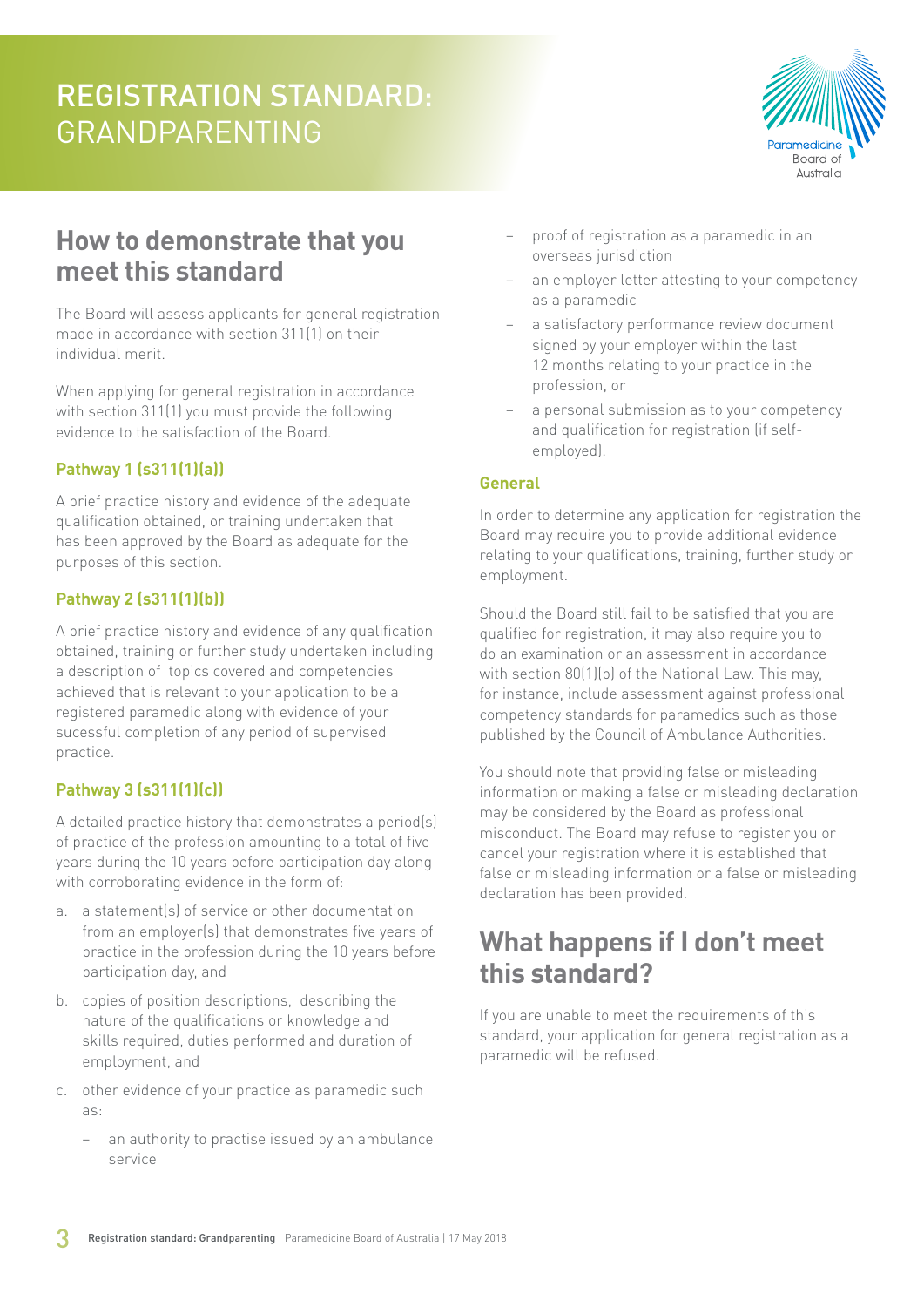# REGISTRATION STANDARD: GRANDPARENTING

## How to demonstrate that you meet this standard

The Board will assess applicants for general registration made in accordance with section 311(1) on their individual merit.

When applying for general registration in accordance with section 311(1) you must provide the following evidence to the satisfaction of the Board.

### Pathway 1 (s311(1)(a))

A brief practice history and evidence of the adequate qualification obtained, or training undertaken that has been approved by the Board as adequate for the purposes of this section.

### Pathway 2 (s311(1)(b))

A brief practice history and evidence of any qualification obtained, training or further study undertaken including a description of topics covered and competencies achieved that is relevant to your application to be a registered paramedic along with evidence of your sucessful completion of any period of supervised practice.

### Pathway 3 (s311(1)(c))

A detailed practice history that demonstrates a period(s) of practice of the profession amounting to a total of five years during the 10 years before participation day along with corroborating evidence in the form of:

a. a statement(s) of service or other documentation from an employer(s) that demonstrates five years of practice in the profession during the 10 years before participation day, and
b. copies of position descriptions, describing the nature of the qualifications or knowledge and skills required, duties performed and duration of employment, and
c. other evidence of your practice as paramedic such as:
   - an authority to practise issued by an ambulance service
   - proof of registration as a paramedic in an overseas jurisdiction
   - an employer letter attesting to your competency as a paramedic
   - a satisfactory performance review document signed by your employer within the last 12 months relating to your practice in the profession, or
   - a personal submission as to your competency and qualification for registration (if self-employed).

### General

In order to determine any application for registration the Board may require you to provide additional evidence relating to your qualifications, training, further study or employment.

Should the Board still fail to be satisfied that you are qualified for registration, it may also require you to do an examination or an assessment in accordance with section 80(1)(b) of the National Law. This may, for instance, include assessment against professional competency standards for paramedics such as those published by the Council of Ambulance Authorities.

You should note that providing false or misleading information or making a false or misleading declaration may be considered by the Board as professional misconduct. The Board may refuse to register you or cancel your registration where it is established that false or misleading information or a false or misleading declaration has been provided.

## What happens if I don't meet this standard?

If you are unable to meet the requirements of this standard, your application for general registration as a paramedic will be refused.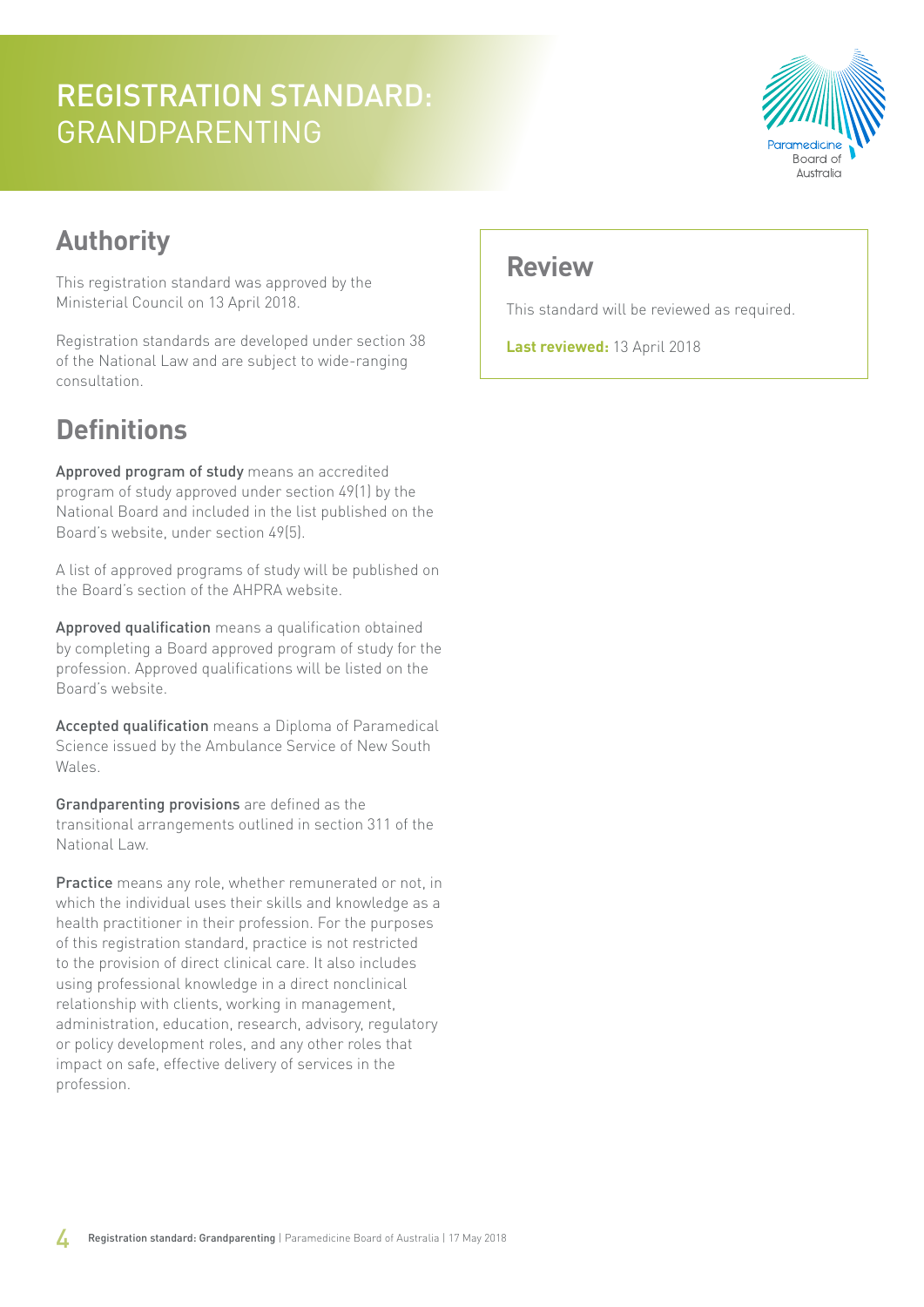# REGISTRATION STANDARD: GRANDPARENTING

## Authority

This registration standard was approved by the Ministerial Council on 13 April 2018.

Registration standards are developed under section 38 of the National Law and are subject to wide-ranging consultation.

## Definitions

**Approved program of study** means an accredited program of study approved under section 49(1) by the National Board and included in the list published on the Board's website, under section 49(5).

A list of approved programs of study will be published on the Board's section of the AHPRA website.

**Approved qualification** means a qualification obtained by completing a Board approved program of study for the profession. Approved qualifications will be listed on the Board's website.

**Accepted qualification** means a Diploma of Paramedical Science issued by the Ambulance Service of New South Wales.

**Grandparenting provisions** are defined as the transitional arrangements outlined in section 311 of the National Law.

**Practice** means any role, whether remunerated or not, in which the individual uses their skills and knowledge as a health practitioner in their profession. For the purposes of this registration standard, practice is not restricted to the provision of direct clinical care. It also includes using professional knowledge in a direct nonclinical relationship with clients, working in management, administration, education, research, advisory, regulatory or policy development roles, and any other roles that impact on safe, effective delivery of services in the profession.

## Review

This standard will be reviewed as required.

**Last reviewed:** 13 April 2018